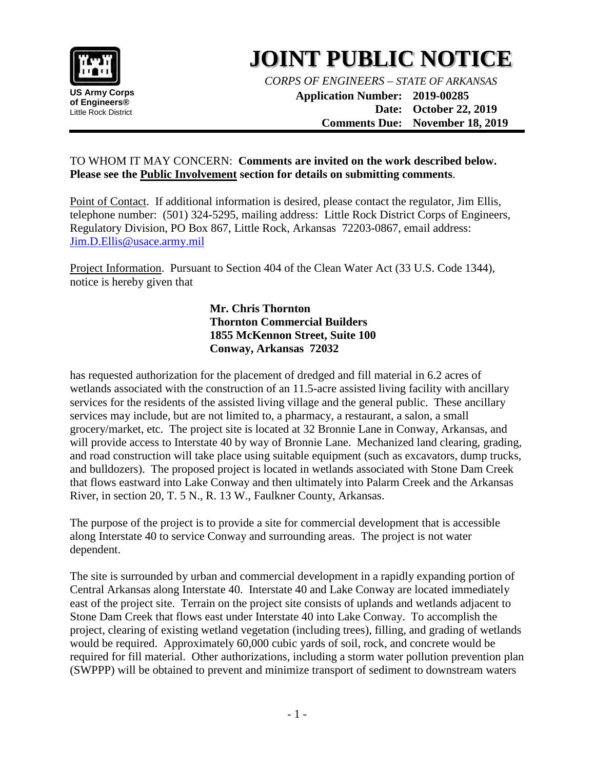US Army Corps of Engineers®
Little Rock District

# JOINT PUBLIC NOTICE

*CORPS OF ENGINEERS – STATE OF ARKANSAS*

**Application Number: 2019-00285**
**Date: October 22, 2019**
**Comments Due: November 18, 2019**

---

TO WHOM IT MAY CONCERN: **Comments are invited on the work described below. Please see the Public Involvement section for details on submitting comments**.

Point of Contact. If additional information is desired, please contact the regulator, Jim Ellis, telephone number: (501) 324-5295, mailing address: Little Rock District Corps of Engineers, Regulatory Division, PO Box 867, Little Rock, Arkansas 72203-0867, email address: Jim.D.Ellis@usace.army.mil

Project Information. Pursuant to Section 404 of the Clean Water Act (33 U.S. Code 1344), notice is hereby given that

**Mr. Chris Thornton**
**Thornton Commercial Builders**
**1855 McKennon Street, Suite 100**
**Conway, Arkansas 72032**

has requested authorization for the placement of dredged and fill material in 6.2 acres of wetlands associated with the construction of an 11.5-acre assisted living facility with ancillary services for the residents of the assisted living village and the general public. These ancillary services may include, but are not limited to, a pharmacy, a restaurant, a salon, a small grocery/market, etc. The project site is located at 32 Bronnie Lane in Conway, Arkansas, and will provide access to Interstate 40 by way of Bronnie Lane. Mechanized land clearing, grading, and road construction will take place using suitable equipment (such as excavators, dump trucks, and bulldozers). The proposed project is located in wetlands associated with Stone Dam Creek that flows eastward into Lake Conway and then ultimately into Palarm Creek and the Arkansas River, in section 20, T. 5 N., R. 13 W., Faulkner County, Arkansas.

The purpose of the project is to provide a site for commercial development that is accessible along Interstate 40 to service Conway and surrounding areas. The project is not water dependent.

The site is surrounded by urban and commercial development in a rapidly expanding portion of Central Arkansas along Interstate 40. Interstate 40 and Lake Conway are located immediately east of the project site. Terrain on the project site consists of uplands and wetlands adjacent to Stone Dam Creek that flows east under Interstate 40 into Lake Conway. To accomplish the project, clearing of existing wetland vegetation (including trees), filling, and grading of wetlands would be required. Approximately 60,000 cubic yards of soil, rock, and concrete would be required for fill material. Other authorizations, including a storm water pollution prevention plan (SWPPP) will be obtained to prevent and minimize transport of sediment to downstream waters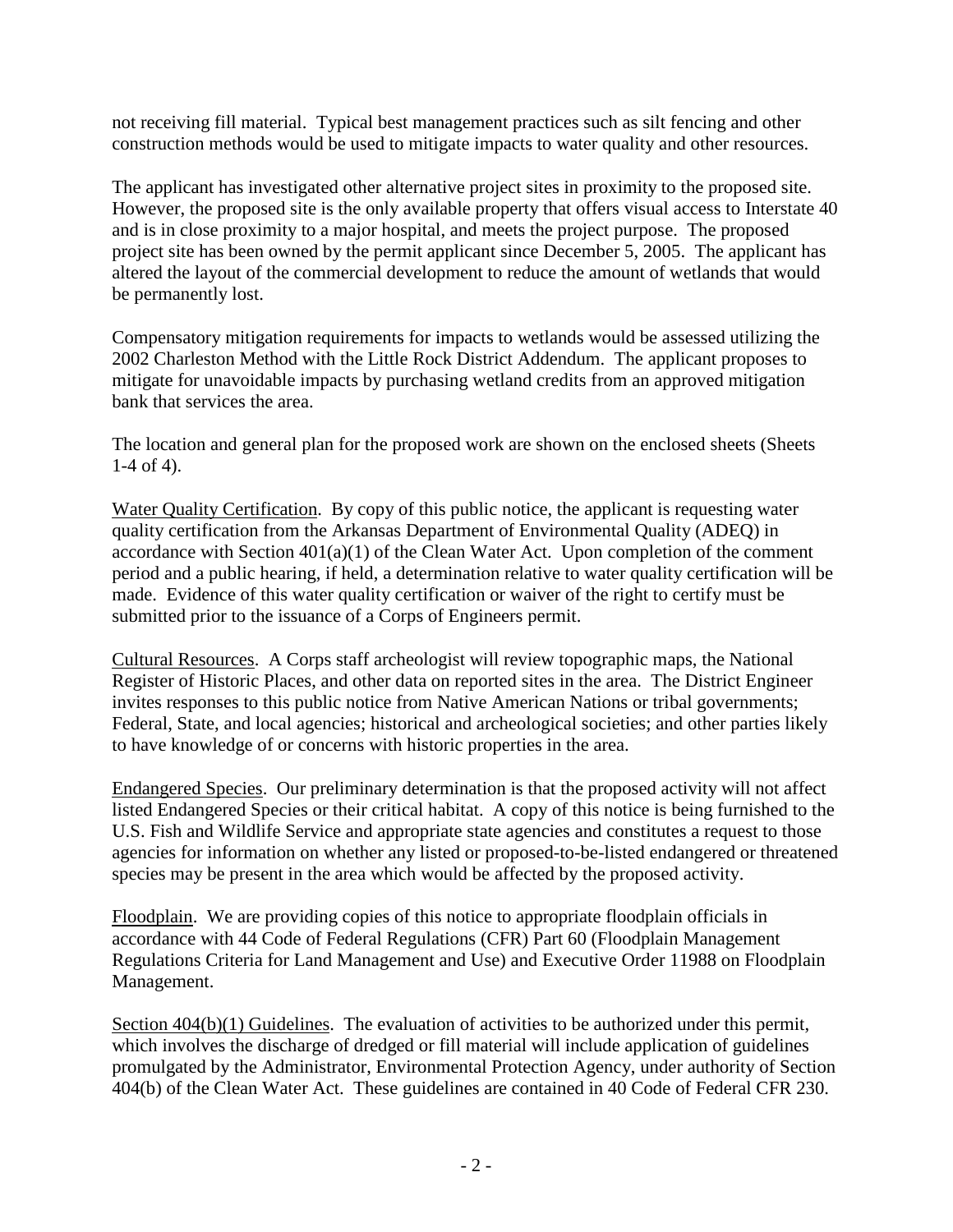not receiving fill material. Typical best management practices such as silt fencing and other construction methods would be used to mitigate impacts to water quality and other resources.

The applicant has investigated other alternative project sites in proximity to the proposed site. However, the proposed site is the only available property that offers visual access to Interstate 40 and is in close proximity to a major hospital, and meets the project purpose. The proposed project site has been owned by the permit applicant since December 5, 2005. The applicant has altered the layout of the commercial development to reduce the amount of wetlands that would be permanently lost.

Compensatory mitigation requirements for impacts to wetlands would be assessed utilizing the 2002 Charleston Method with the Little Rock District Addendum. The applicant proposes to mitigate for unavoidable impacts by purchasing wetland credits from an approved mitigation bank that services the area.

The location and general plan for the proposed work are shown on the enclosed sheets (Sheets 1-4 of 4).

<u>Water Quality Certification</u>. By copy of this public notice, the applicant is requesting water quality certification from the Arkansas Department of Environmental Quality (ADEQ) in accordance with Section 401(a)(1) of the Clean Water Act. Upon completion of the comment period and a public hearing, if held, a determination relative to water quality certification will be made. Evidence of this water quality certification or waiver of the right to certify must be submitted prior to the issuance of a Corps of Engineers permit.

<u>Cultural Resources</u>. A Corps staff archeologist will review topographic maps, the National Register of Historic Places, and other data on reported sites in the area. The District Engineer invites responses to this public notice from Native American Nations or tribal governments; Federal, State, and local agencies; historical and archeological societies; and other parties likely to have knowledge of or concerns with historic properties in the area.

<u>Endangered Species</u>. Our preliminary determination is that the proposed activity will not affect listed Endangered Species or their critical habitat. A copy of this notice is being furnished to the U.S. Fish and Wildlife Service and appropriate state agencies and constitutes a request to those agencies for information on whether any listed or proposed-to-be-listed endangered or threatened species may be present in the area which would be affected by the proposed activity.

<u>Floodplain</u>. We are providing copies of this notice to appropriate floodplain officials in accordance with 44 Code of Federal Regulations (CFR) Part 60 (Floodplain Management Regulations Criteria for Land Management and Use) and Executive Order 11988 on Floodplain Management.

<u>Section 404(b)(1) Guidelines</u>. The evaluation of activities to be authorized under this permit, which involves the discharge of dredged or fill material will include application of guidelines promulgated by the Administrator, Environmental Protection Agency, under authority of Section 404(b) of the Clean Water Act. These guidelines are contained in 40 Code of Federal CFR 230.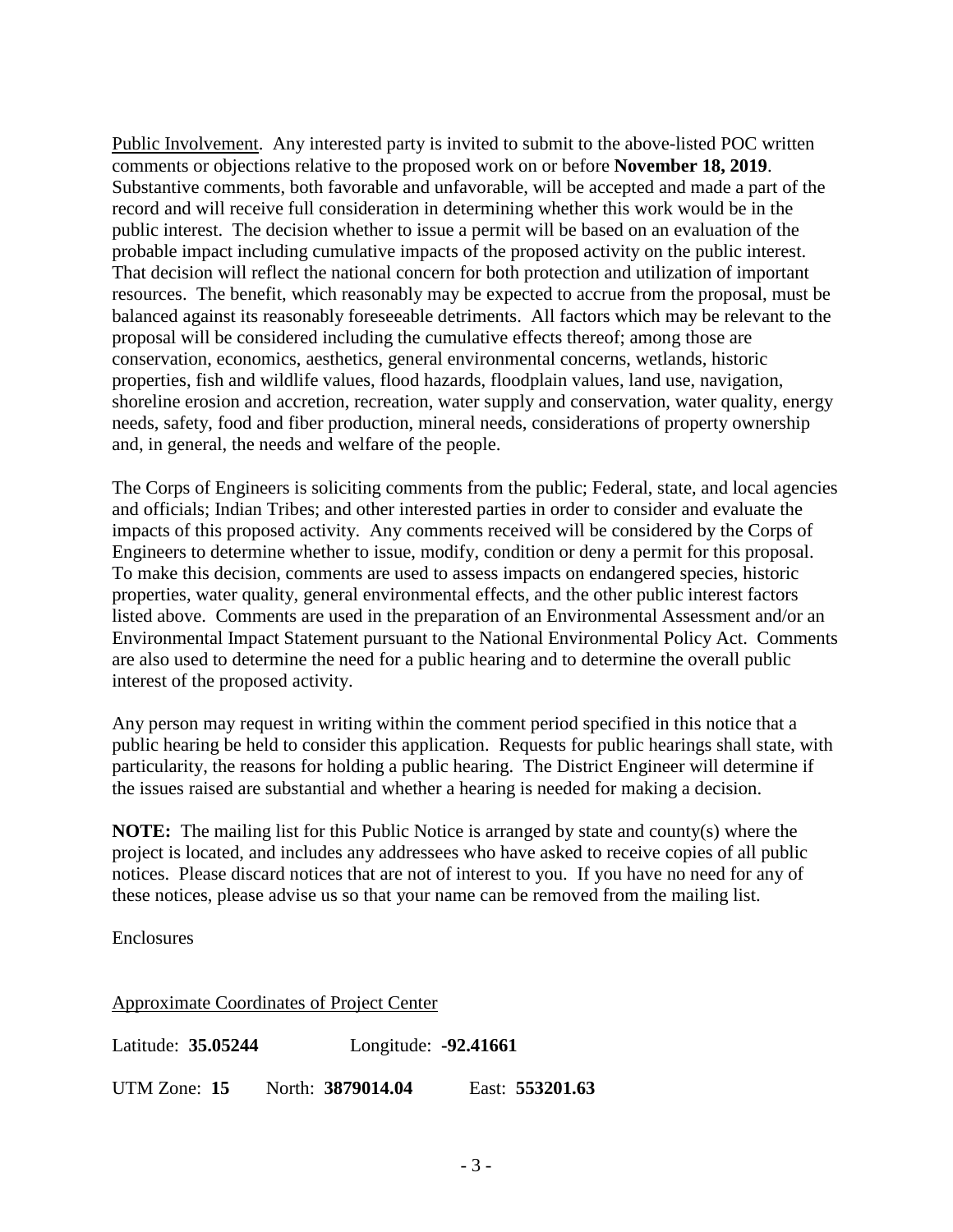Public Involvement. Any interested party is invited to submit to the above-listed POC written comments or objections relative to the proposed work on or before **November 18, 2019**. Substantive comments, both favorable and unfavorable, will be accepted and made a part of the record and will receive full consideration in determining whether this work would be in the public interest. The decision whether to issue a permit will be based on an evaluation of the probable impact including cumulative impacts of the proposed activity on the public interest. That decision will reflect the national concern for both protection and utilization of important resources. The benefit, which reasonably may be expected to accrue from the proposal, must be balanced against its reasonably foreseeable detriments. All factors which may be relevant to the proposal will be considered including the cumulative effects thereof; among those are conservation, economics, aesthetics, general environmental concerns, wetlands, historic properties, fish and wildlife values, flood hazards, floodplain values, land use, navigation, shoreline erosion and accretion, recreation, water supply and conservation, water quality, energy needs, safety, food and fiber production, mineral needs, considerations of property ownership and, in general, the needs and welfare of the people.

The Corps of Engineers is soliciting comments from the public; Federal, state, and local agencies and officials; Indian Tribes; and other interested parties in order to consider and evaluate the impacts of this proposed activity. Any comments received will be considered by the Corps of Engineers to determine whether to issue, modify, condition or deny a permit for this proposal. To make this decision, comments are used to assess impacts on endangered species, historic properties, water quality, general environmental effects, and the other public interest factors listed above. Comments are used in the preparation of an Environmental Assessment and/or an Environmental Impact Statement pursuant to the National Environmental Policy Act. Comments are also used to determine the need for a public hearing and to determine the overall public interest of the proposed activity.

Any person may request in writing within the comment period specified in this notice that a public hearing be held to consider this application. Requests for public hearings shall state, with particularity, the reasons for holding a public hearing. The District Engineer will determine if the issues raised are substantial and whether a hearing is needed for making a decision.

**NOTE:** The mailing list for this Public Notice is arranged by state and county(s) where the project is located, and includes any addressees who have asked to receive copies of all public notices. Please discard notices that are not of interest to you. If you have no need for any of these notices, please advise us so that your name can be removed from the mailing list.

Enclosures

Approximate Coordinates of Project Center

Latitude: **35.05244** Longitude: **-92.41661**

UTM Zone: **15** North: **3879014.04** East: **553201.63**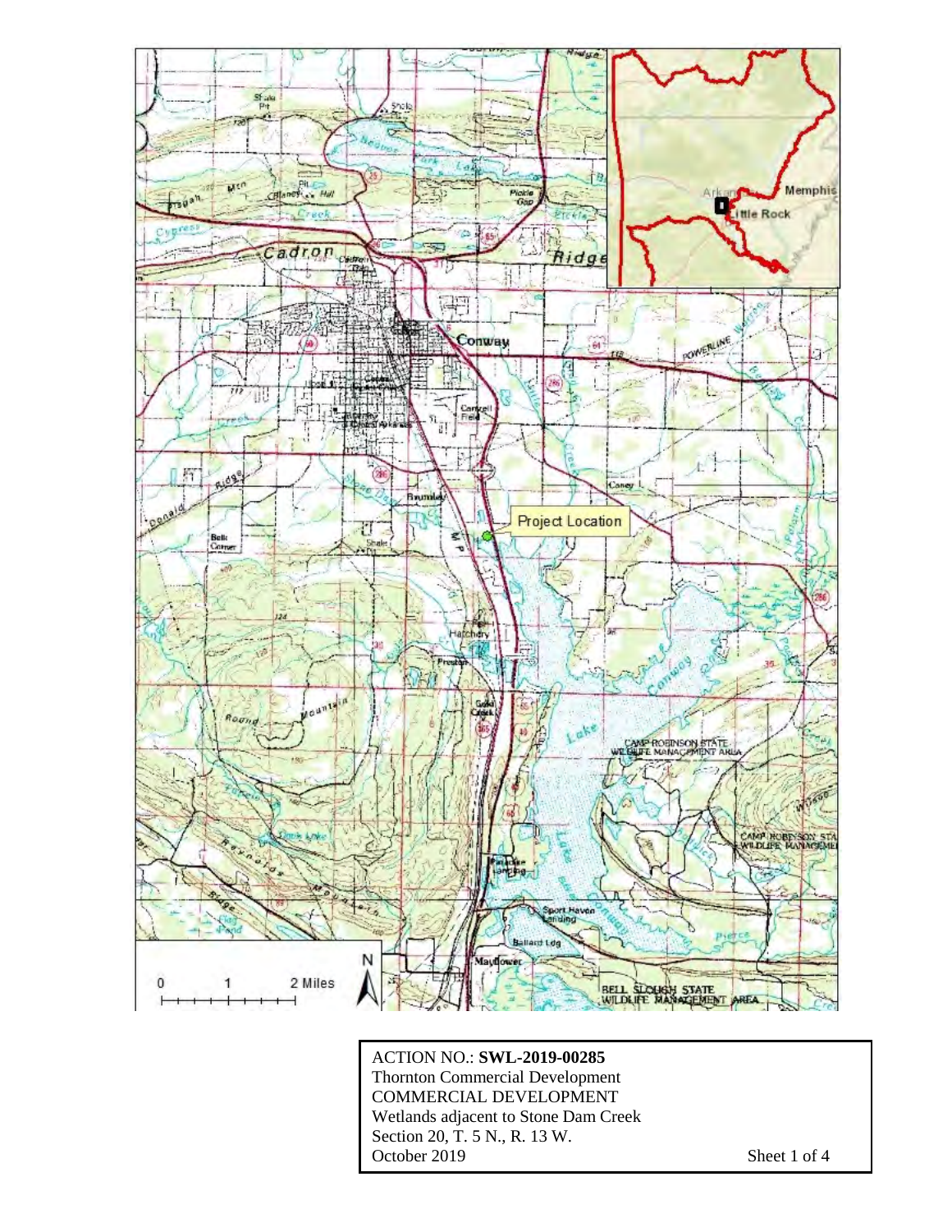ACTION NO.: **SWL-2019-00285**
Thornton Commercial Development
COMMERCIAL DEVELOPMENT
Wetlands adjacent to Stone Dam Creek
Section 20, T. 5 N., R. 13 W.
October 2019

Sheet 1 of 4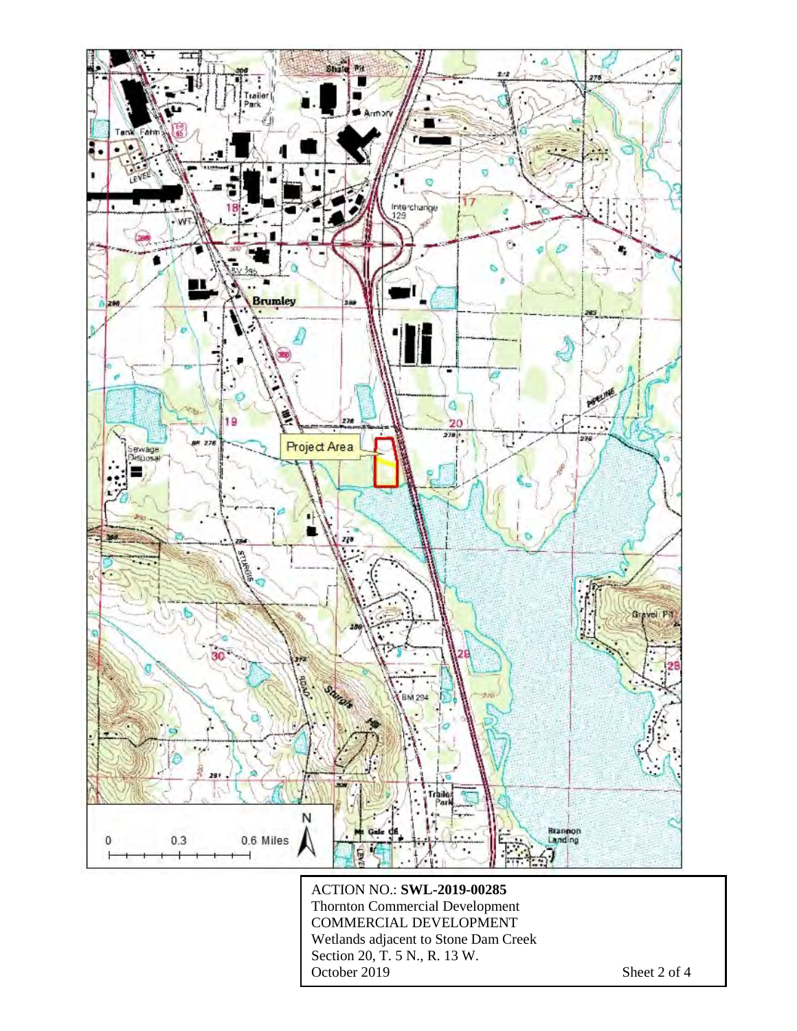ACTION NO.: **SWL-2019-00285**
Thornton Commercial Development
COMMERCIAL DEVELOPMENT
Wetlands adjacent to Stone Dam Creek
Section 20, T. 5 N., R. 13 W.
October 2019

Sheet 2 of 4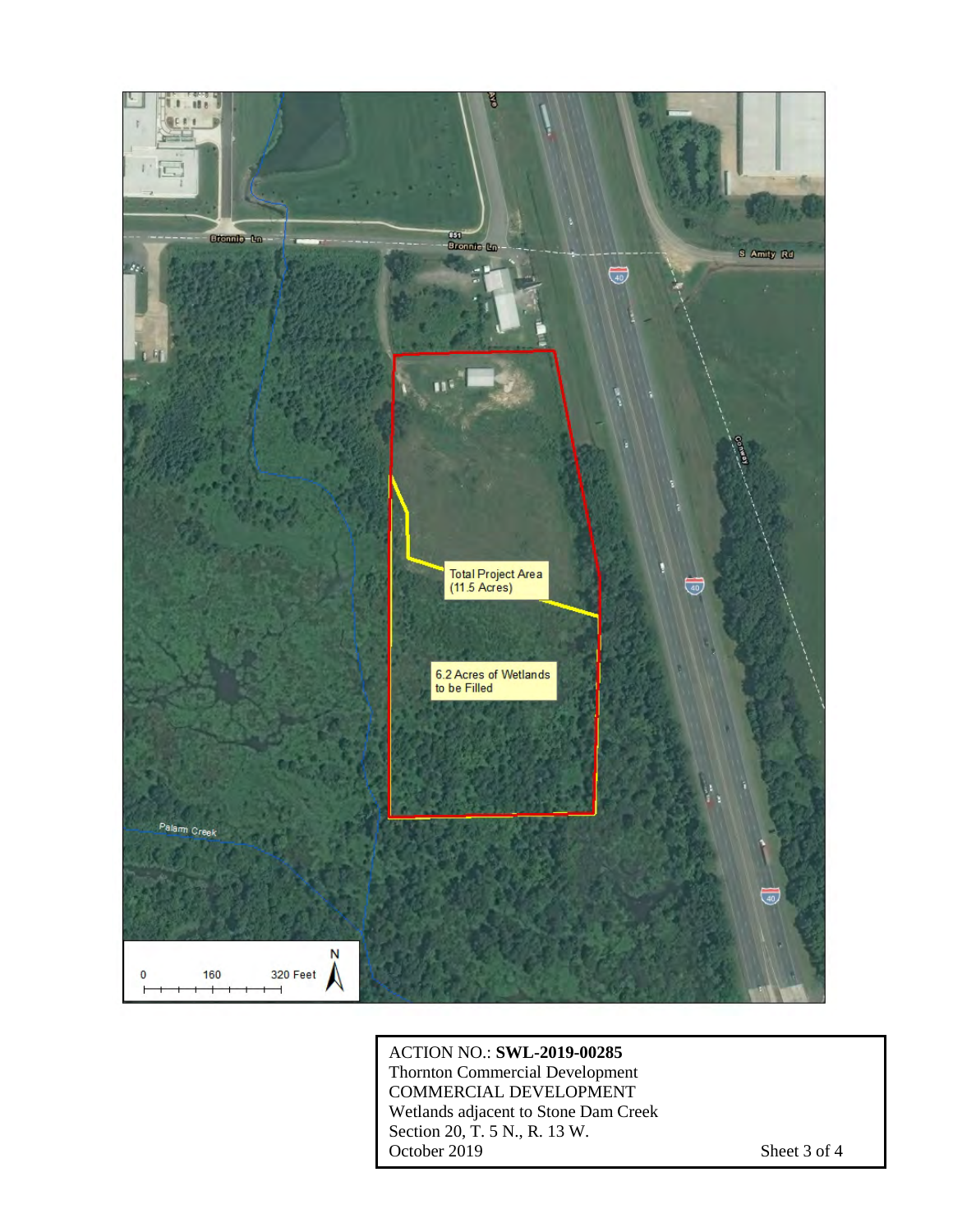Bronnie Ln

851 Bronnie Ln

S Amity Rd

40

Conway

Total Project Area (11.5 Acres)

6.2 Acres of Wetlands to be Filled

Palarm Creek

0 160 320 Feet

N

ACTION NO.: **SWL-2019-00285**
Thornton Commercial Development
COMMERCIAL DEVELOPMENT
Wetlands adjacent to Stone Dam Creek
Section 20, T. 5 N., R. 13 W.
October 2019 Sheet 3 of 4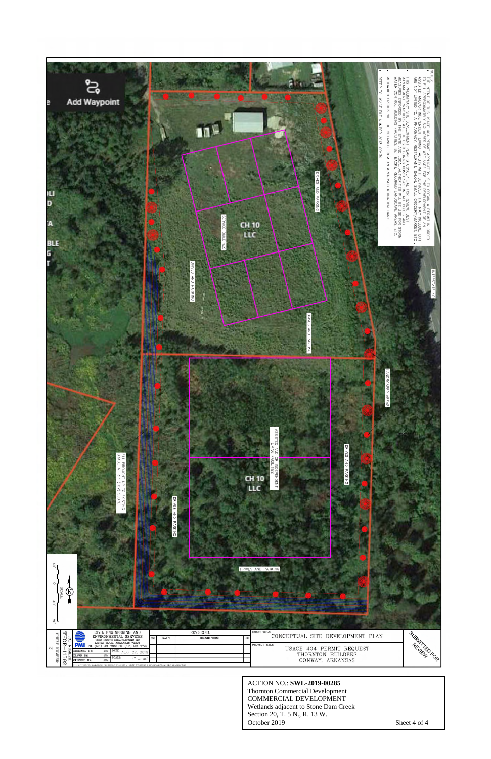NOTES:

- THE INTENT OF THIS USACE 404 PERMIT APPLICATION IS TO OBTAIN A PERMIT IN ORDER TO FILL APPROXIMATELY 6.2 ACRES OF WETLANDS FOR THE DEVELOPMENT OF AN ASSISTED AND/OR INDEPENDENT LIVING FACILITY WITH SERVICES THAT MAY INCLUDE, BUT ARE NOT LIMITED TO, A PHARMACY, RESTAURANT, SALON, SMALL GROCERY/MARKET, ETC.
- THIS PRELIMINARY SITE DEVELOPMENT PLAN IS CONCEPTUAL FOR REVIEW. BEST MANAGEMENT PRACTICES WILL BE USED DURING CONSTRUCTION. ALL CODES AND MEASURES ENFORCED BY THE STATE AND LOCAL AUTHORITIES WILL BE USED FOR STORM WATER CONTROL, BUILDING FACILITIES, SET BACKS, REQUIRED LANDSCAPE AREAS, ETC.
- MITIGATION CREDITS WILL BE OBTAINED FROM AN APPROVED MITIGATION BANK.
- REFER TO USACE FILE NUMBER 2013-00439

INTERSTATE 40

CH 10 LLC

SERVICE BUILDINGS

DRIVES AND PARKING

LANDSCAPED AREAS

ASSISTED AND OR INDEPENDENT LIVING FACILITIES

FILL BROUGHT UP TO EXISTING GRADE AT 3:1 (H:V) SLOPE

SCALE: 40' 0 40' 80'

CIVIL ENGINEERING AND ENVIRONMENTAL SERVICES
PMI
3612 SOUTH SHACKLEFORD RD
LITTLE ROCK, ARKANSAS 72205
PH: (501) 221-7122 FX: (501) 221-7775

| DESIGNED BY: | JTM | DATE: AUG. 22, 2019 |
|---|---|---|
| DRAWN BY: | JTM | SCALE: 1" = 40' |
| CHECKED BY: | JTM | |

JOB NUMBER: THOR-11592

SHEET NUMBER: 2

REVISIONS:

| NO. | DATE | DESCRIPTION | BY |
|---|---|---|---|
| | | | |

SHEET TITLE: CONCEPTUAL SITE DEVELOPMENT PLAN

PROJECT TITLE: USACE 404 PERMIT REQUEST
THORNTON BUILDERS
CONWAY, ARKANSAS

SUBMITTED FOR REVIEW

ACTION NO.: **SWL-2019-00285**
Thornton Commercial Development
COMMERCIAL DEVELOPMENT
Wetlands adjacent to Stone Dam Creek
Section 20, T. 5 N., R. 13 W.
October 2019

Sheet 4 of 4